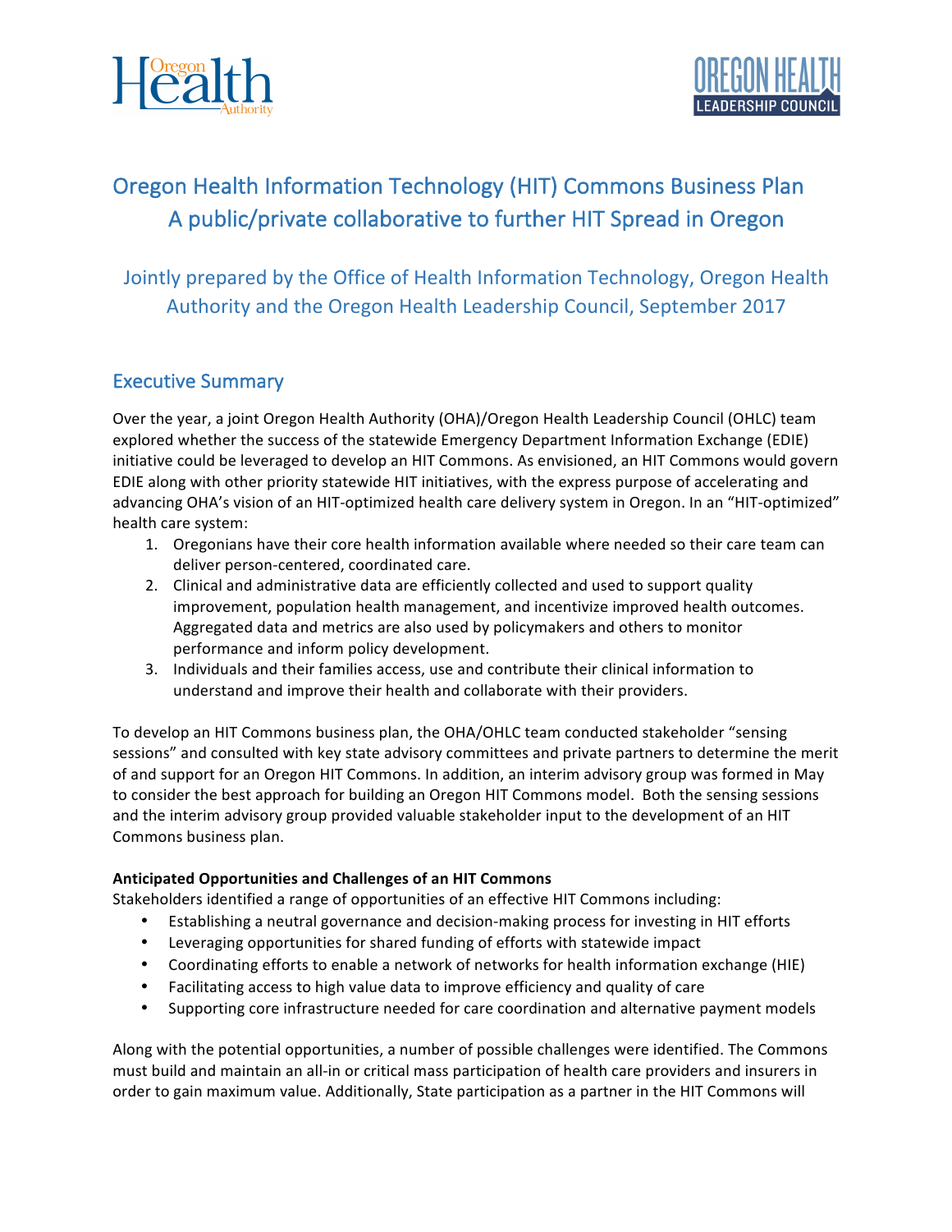# Oregon Health Information Technology (HIT) Commons Business Plan
## A public/private collaborative to further HIT Spread in Oregon

### Jointly prepared by the Office of Health Information Technology, Oregon Health Authority and the Oregon Health Leadership Council, September 2017

## Executive Summary

Over the year, a joint Oregon Health Authority (OHA)/Oregon Health Leadership Council (OHLC) team explored whether the success of the statewide Emergency Department Information Exchange (EDIE) initiative could be leveraged to develop an HIT Commons. As envisioned, an HIT Commons would govern EDIE along with other priority statewide HIT initiatives, with the express purpose of accelerating and advancing OHA's vision of an HIT-optimized health care delivery system in Oregon. In an "HIT-optimized" health care system:

1. Oregonians have their core health information available where needed so their care team can deliver person-centered, coordinated care.
2. Clinical and administrative data are efficiently collected and used to support quality improvement, population health management, and incentivize improved health outcomes. Aggregated data and metrics are also used by policymakers and others to monitor performance and inform policy development.
3. Individuals and their families access, use and contribute their clinical information to understand and improve their health and collaborate with their providers.

To develop an HIT Commons business plan, the OHA/OHLC team conducted stakeholder "sensing sessions" and consulted with key state advisory committees and private partners to determine the merit of and support for an Oregon HIT Commons. In addition, an interim advisory group was formed in May to consider the best approach for building an Oregon HIT Commons model. Both the sensing sessions and the interim advisory group provided valuable stakeholder input to the development of an HIT Commons business plan.

**Anticipated Opportunities and Challenges of an HIT Commons**

Stakeholders identified a range of opportunities of an effective HIT Commons including:

- Establishing a neutral governance and decision-making process for investing in HIT efforts
- Leveraging opportunities for shared funding of efforts with statewide impact
- Coordinating efforts to enable a network of networks for health information exchange (HIE)
- Facilitating access to high value data to improve efficiency and quality of care
- Supporting core infrastructure needed for care coordination and alternative payment models

Along with the potential opportunities, a number of possible challenges were identified. The Commons must build and maintain an all-in or critical mass participation of health care providers and insurers in order to gain maximum value. Additionally, State participation as a partner in the HIT Commons will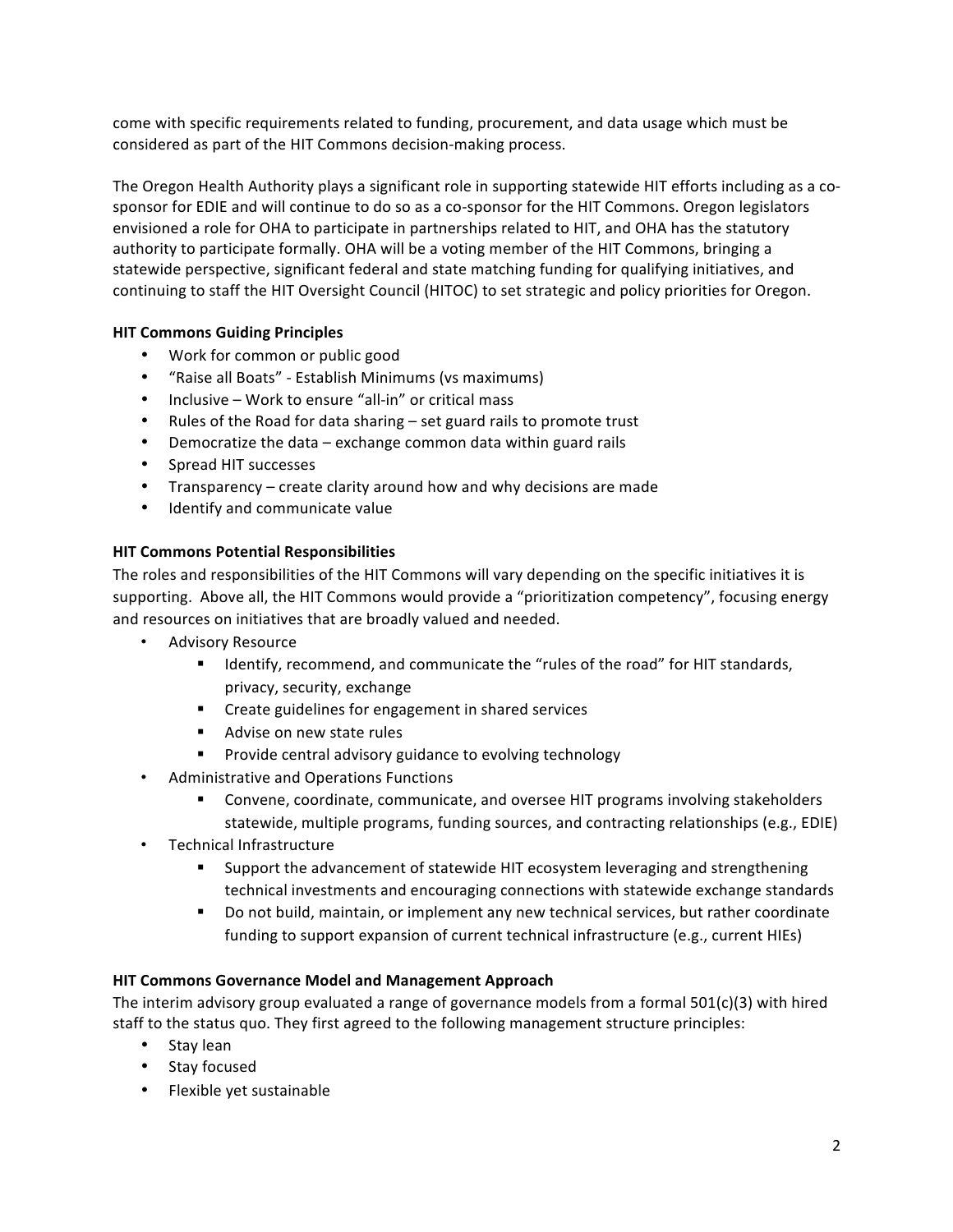come with specific requirements related to funding, procurement, and data usage which must be considered as part of the HIT Commons decision-making process.

The Oregon Health Authority plays a significant role in supporting statewide HIT efforts including as a co-sponsor for EDIE and will continue to do so as a co-sponsor for the HIT Commons. Oregon legislators envisioned a role for OHA to participate in partnerships related to HIT, and OHA has the statutory authority to participate formally. OHA will be a voting member of the HIT Commons, bringing a statewide perspective, significant federal and state matching funding for qualifying initiatives, and continuing to staff the HIT Oversight Council (HITOC) to set strategic and policy priorities for Oregon.

**HIT Commons Guiding Principles**

- Work for common or public good
- "Raise all Boats" - Establish Minimums (vs maximums)
- Inclusive – Work to ensure "all-in" or critical mass
- Rules of the Road for data sharing – set guard rails to promote trust
- Democratize the data – exchange common data within guard rails
- Spread HIT successes
- Transparency – create clarity around how and why decisions are made
- Identify and communicate value

**HIT Commons Potential Responsibilities**

The roles and responsibilities of the HIT Commons will vary depending on the specific initiatives it is supporting. Above all, the HIT Commons would provide a "prioritization competency", focusing energy and resources on initiatives that are broadly valued and needed.

- Advisory Resource
  - Identify, recommend, and communicate the "rules of the road" for HIT standards, privacy, security, exchange
  - Create guidelines for engagement in shared services
  - Advise on new state rules
  - Provide central advisory guidance to evolving technology
- Administrative and Operations Functions
  - Convene, coordinate, communicate, and oversee HIT programs involving stakeholders statewide, multiple programs, funding sources, and contracting relationships (e.g., EDIE)
- Technical Infrastructure
  - Support the advancement of statewide HIT ecosystem leveraging and strengthening technical investments and encouraging connections with statewide exchange standards
  - Do not build, maintain, or implement any new technical services, but rather coordinate funding to support expansion of current technical infrastructure (e.g., current HIEs)

**HIT Commons Governance Model and Management Approach**

The interim advisory group evaluated a range of governance models from a formal 501(c)(3) with hired staff to the status quo. They first agreed to the following management structure principles:

- Stay lean
- Stay focused
- Flexible yet sustainable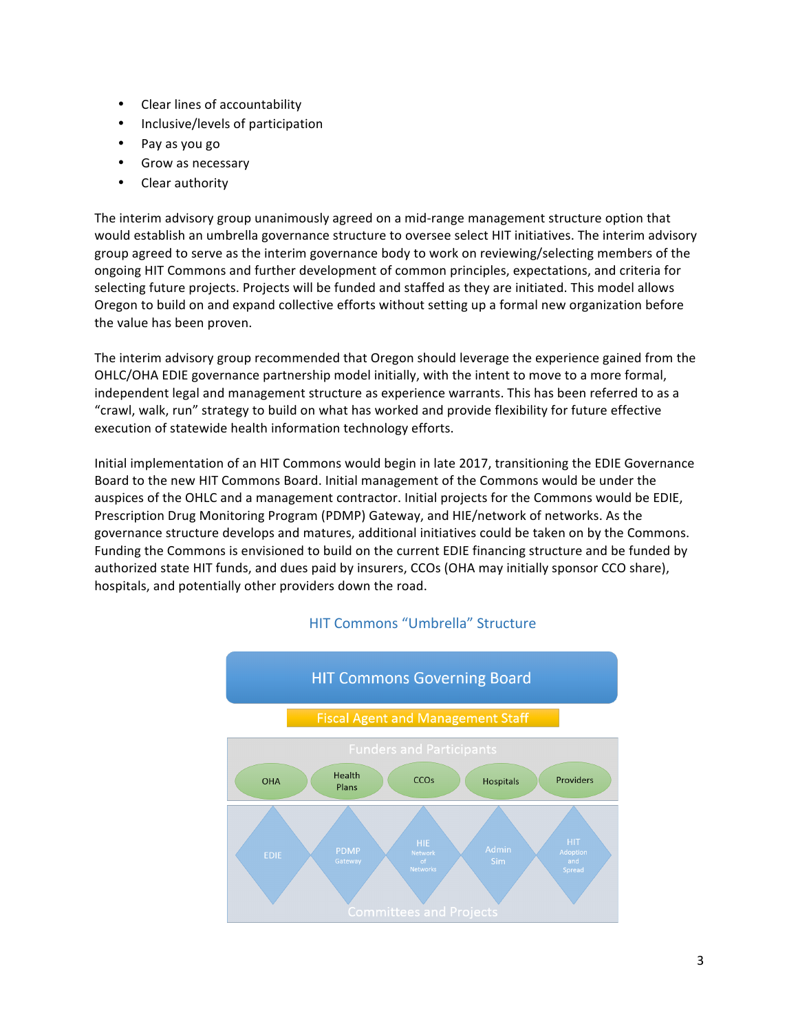- Clear lines of accountability
- Inclusive/levels of participation
- Pay as you go
- Grow as necessary
- Clear authority

The interim advisory group unanimously agreed on a mid-range management structure option that would establish an umbrella governance structure to oversee select HIT initiatives. The interim advisory group agreed to serve as the interim governance body to work on reviewing/selecting members of the ongoing HIT Commons and further development of common principles, expectations, and criteria for selecting future projects. Projects will be funded and staffed as they are initiated. This model allows Oregon to build on and expand collective efforts without setting up a formal new organization before the value has been proven.

The interim advisory group recommended that Oregon should leverage the experience gained from the OHLC/OHA EDIE governance partnership model initially, with the intent to move to a more formal, independent legal and management structure as experience warrants. This has been referred to as a "crawl, walk, run" strategy to build on what has worked and provide flexibility for future effective execution of statewide health information technology efforts.

Initial implementation of an HIT Commons would begin in late 2017, transitioning the EDIE Governance Board to the new HIT Commons Board. Initial management of the Commons would be under the auspices of the OHLC and a management contractor. Initial projects for the Commons would be EDIE, Prescription Drug Monitoring Program (PDMP) Gateway, and HIE/network of networks. As the governance structure develops and matures, additional initiatives could be taken on by the Commons. Funding the Commons is envisioned to build on the current EDIE financing structure and be funded by authorized state HIT funds, and dues paid by insurers, CCOs (OHA may initially sponsor CCO share), hospitals, and potentially other providers down the road.

HIT Commons "Umbrella" Structure

HIT Commons Governing Board

Fiscal Agent and Management Staff

Funders and Participants

OHA

Health Plans

CCOs

Hospitals

Providers

EDIE

PDMP Gateway

HIE Network of Networks

Admin Sim

HIT Adoption and Spread

Committees and Projects